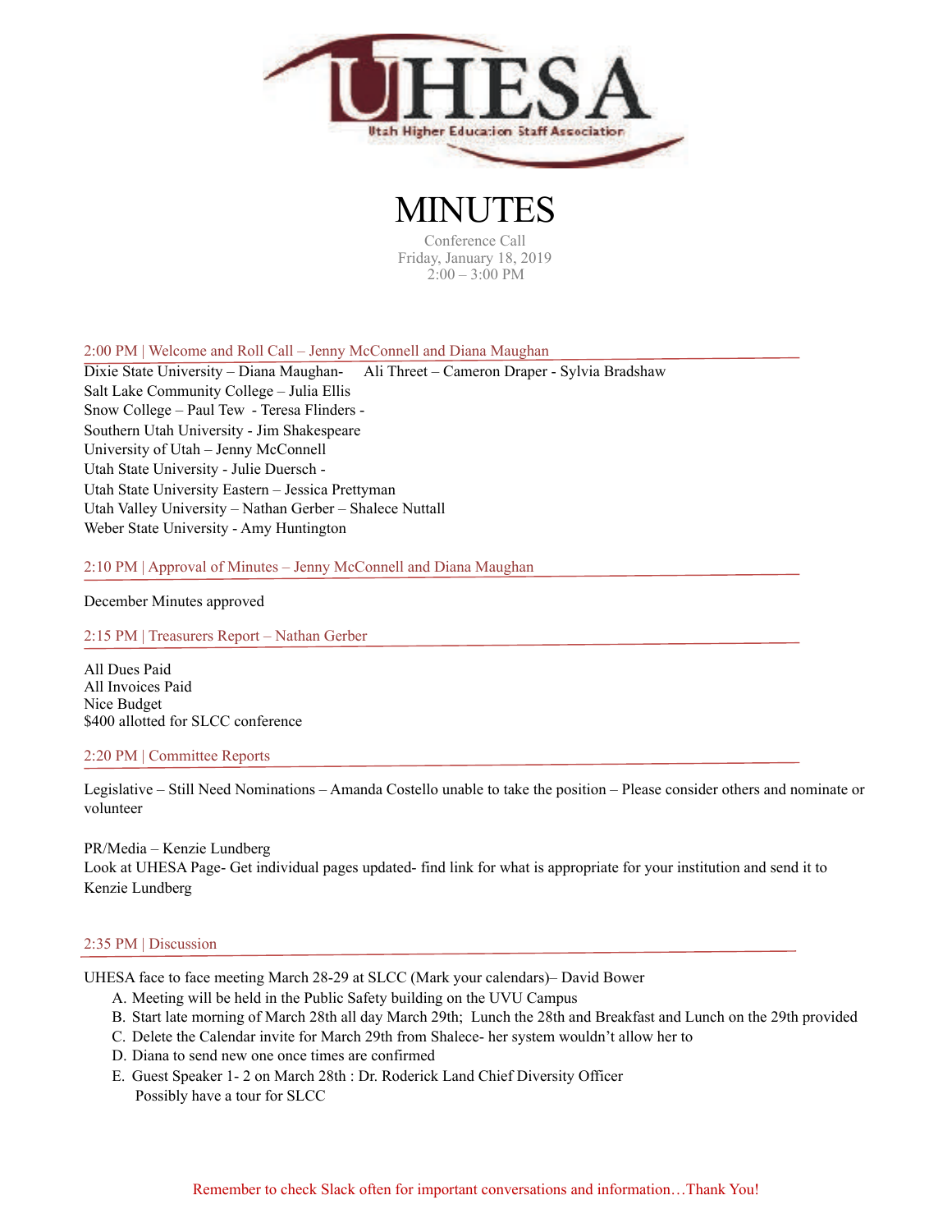UHESA
Utah Higher Education Staff Association

# MINUTES

Conference Call
Friday, January 18, 2019
2:00 – 3:00 PM

## 2:00 PM | Welcome and Roll Call – Jenny McConnell and Diana Maughan

Dixie State University – Diana Maughan- Ali Threet – Cameron Draper - Sylvia Bradshaw
Salt Lake Community College – Julia Ellis
Snow College – Paul Tew - Teresa Flinders -
Southern Utah University - Jim Shakespeare
University of Utah – Jenny McConnell
Utah State University - Julie Duersch -
Utah State University Eastern – Jessica Prettyman
Utah Valley University – Nathan Gerber – Shalece Nuttall
Weber State University - Amy Huntington

## 2:10 PM | Approval of Minutes – Jenny McConnell and Diana Maughan

December Minutes approved

## 2:15 PM | Treasurers Report – Nathan Gerber

All Dues Paid
All Invoices Paid
Nice Budget
$400 allotted for SLCC conference

## 2:20 PM | Committee Reports

Legislative – Still Need Nominations – Amanda Costello unable to take the position – Please consider others and nominate or volunteer

PR/Media – Kenzie Lundberg
Look at UHESA Page- Get individual pages updated- find link for what is appropriate for your institution and send it to Kenzie Lundberg

## 2:35 PM | Discussion

UHESA face to face meeting March 28-29 at SLCC (Mark your calendars)– David Bower

A. Meeting will be held in the Public Safety building on the UVU Campus
B. Start late morning of March 28th all day March 29th; Lunch the 28th and Breakfast and Lunch on the 29th provided
C. Delete the Calendar invite for March 29th from Shalece- her system wouldn't allow her to
D. Diana to send new one once times are confirmed
E. Guest Speaker 1- 2 on March 28th : Dr. Roderick Land Chief Diversity Officer
   Possibly have a tour for SLCC

Remember to check Slack often for important conversations and information…Thank You!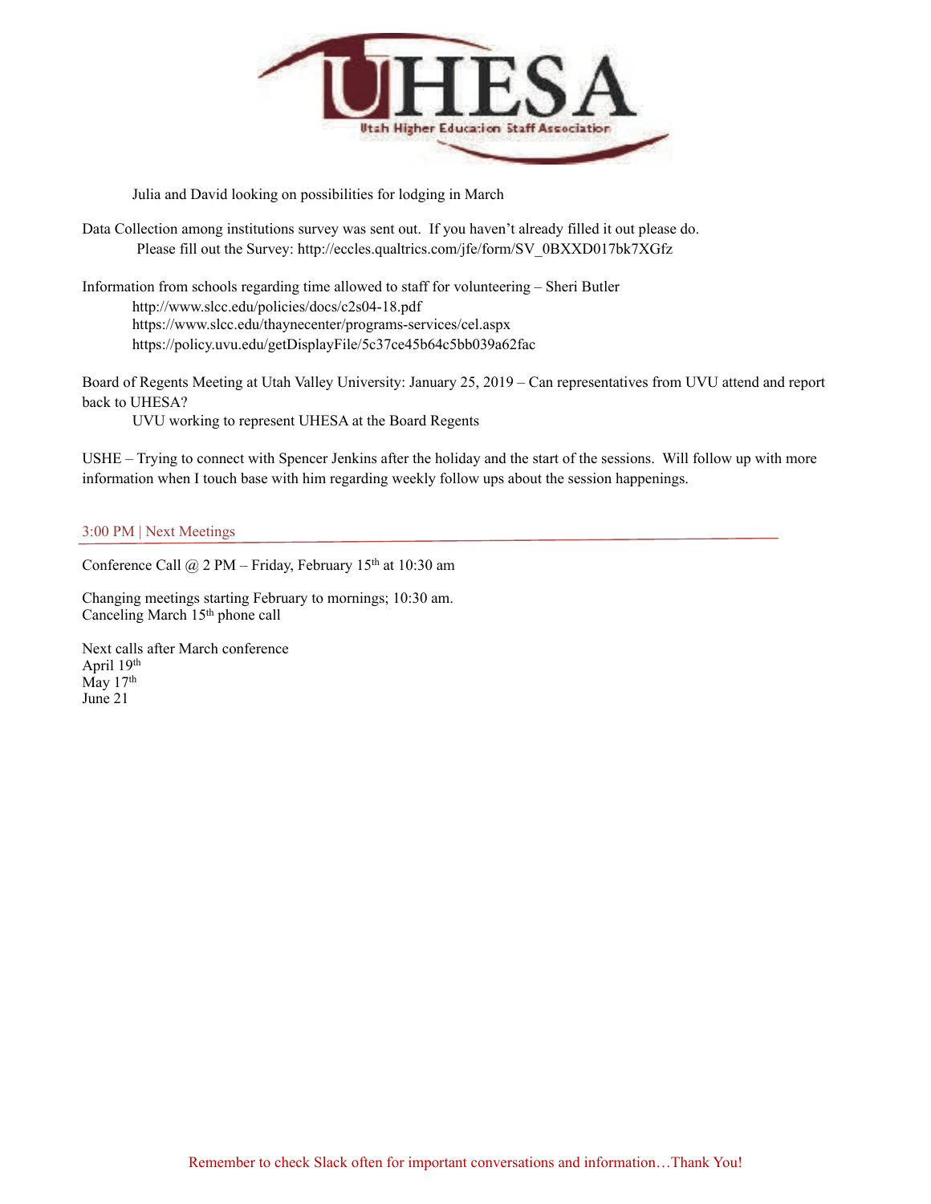Julia and David looking on possibilities for lodging in March

Data Collection among institutions survey was sent out. If you haven't already filled it out please do.
Please fill out the Survey: http://eccles.qualtrics.com/jfe/form/SV_0BXXD017bk7XGfz

Information from schools regarding time allowed to staff for volunteering – Sheri Butler
http://www.slcc.edu/policies/docs/c2s04-18.pdf
https://www.slcc.edu/thaynecenter/programs-services/cel.aspx
https://policy.uvu.edu/getDisplayFile/5c37ce45b64c5bb039a62fac

Board of Regents Meeting at Utah Valley University: January 25, 2019 – Can representatives from UVU attend and report back to UHESA?
UVU working to represent UHESA at the Board Regents

USHE – Trying to connect with Spencer Jenkins after the holiday and the start of the sessions. Will follow up with more information when I touch base with him regarding weekly follow ups about the session happenings.

## 3:00 PM | Next Meetings

Conference Call @ 2 PM – Friday, February 15th at 10:30 am

Changing meetings starting February to mornings; 10:30 am.
Canceling March 15th phone call

Next calls after March conference
April 19th
May 17th
June 21

Remember to check Slack often for important conversations and information…Thank You!